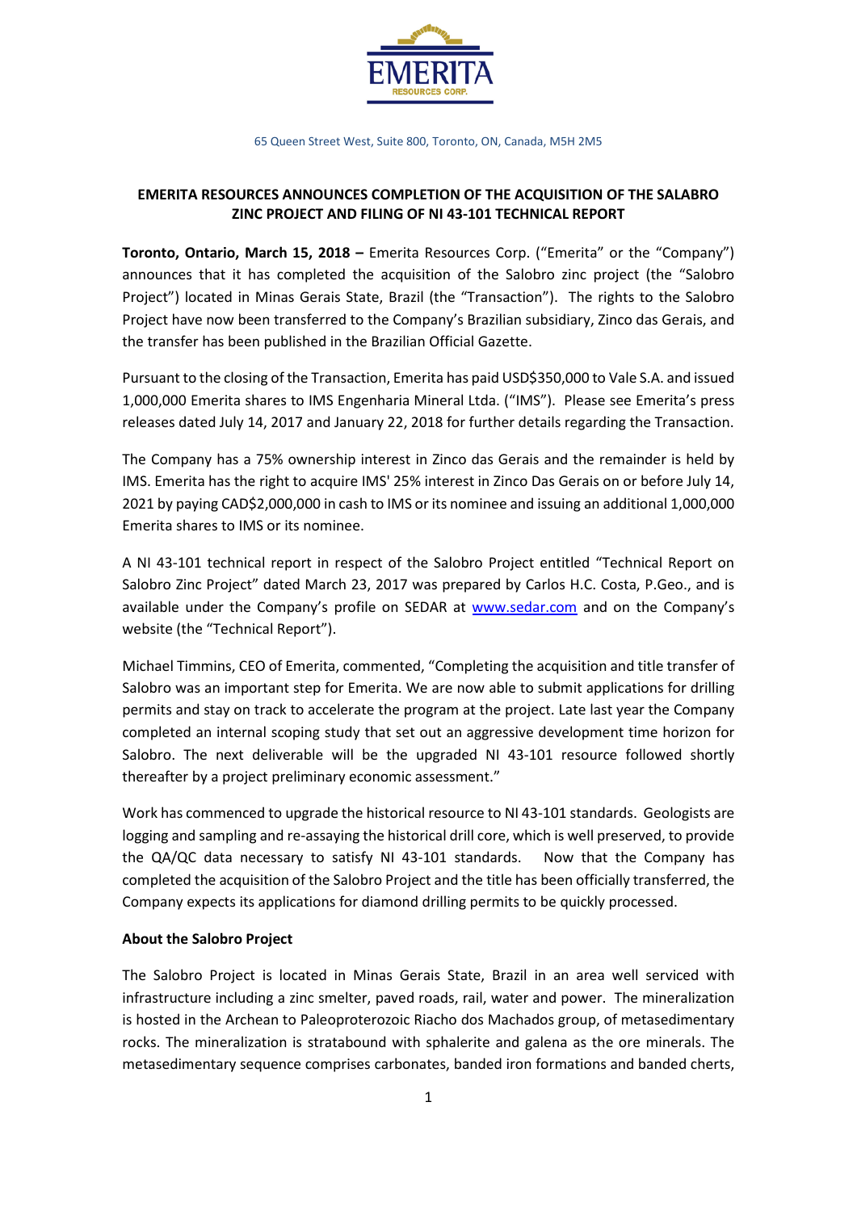EMERITA RESOURCES CORP.

65 Queen Street West, Suite 800, Toronto, ON, Canada, M5H 2M5

# EMERITA RESOURCES ANNOUNCES COMPLETION OF THE ACQUISITION OF THE SALABRO ZINC PROJECT AND FILING OF NI 43-101 TECHNICAL REPORT

**Toronto, Ontario, March 15, 2018 –** Emerita Resources Corp. ("Emerita" or the "Company") announces that it has completed the acquisition of the Salobro zinc project (the "Salobro Project") located in Minas Gerais State, Brazil (the "Transaction"). The rights to the Salobro Project have now been transferred to the Company's Brazilian subsidiary, Zinco das Gerais, and the transfer has been published in the Brazilian Official Gazette.

Pursuant to the closing of the Transaction, Emerita has paid USD$350,000 to Vale S.A. and issued 1,000,000 Emerita shares to IMS Engenharia Mineral Ltda. ("IMS"). Please see Emerita's press releases dated July 14, 2017 and January 22, 2018 for further details regarding the Transaction.

The Company has a 75% ownership interest in Zinco das Gerais and the remainder is held by IMS. Emerita has the right to acquire IMS' 25% interest in Zinco Das Gerais on or before July 14, 2021 by paying CAD$2,000,000 in cash to IMS or its nominee and issuing an additional 1,000,000 Emerita shares to IMS or its nominee.

A NI 43-101 technical report in respect of the Salobro Project entitled "Technical Report on Salobro Zinc Project" dated March 23, 2017 was prepared by Carlos H.C. Costa, P.Geo., and is available under the Company's profile on SEDAR at www.sedar.com and on the Company's website (the "Technical Report").

Michael Timmins, CEO of Emerita, commented, "Completing the acquisition and title transfer of Salobro was an important step for Emerita. We are now able to submit applications for drilling permits and stay on track to accelerate the program at the project. Late last year the Company completed an internal scoping study that set out an aggressive development time horizon for Salobro. The next deliverable will be the upgraded NI 43-101 resource followed shortly thereafter by a project preliminary economic assessment."

Work has commenced to upgrade the historical resource to NI 43-101 standards. Geologists are logging and sampling and re-assaying the historical drill core, which is well preserved, to provide the QA/QC data necessary to satisfy NI 43-101 standards. Now that the Company has completed the acquisition of the Salobro Project and the title has been officially transferred, the Company expects its applications for diamond drilling permits to be quickly processed.

**About the Salobro Project**

The Salobro Project is located in Minas Gerais State, Brazil in an area well serviced with infrastructure including a zinc smelter, paved roads, rail, water and power. The mineralization is hosted in the Archean to Paleoproterozoic Riacho dos Machados group, of metasedimentary rocks. The mineralization is stratabound with sphalerite and galena as the ore minerals. The metasedimentary sequence comprises carbonates, banded iron formations and banded cherts,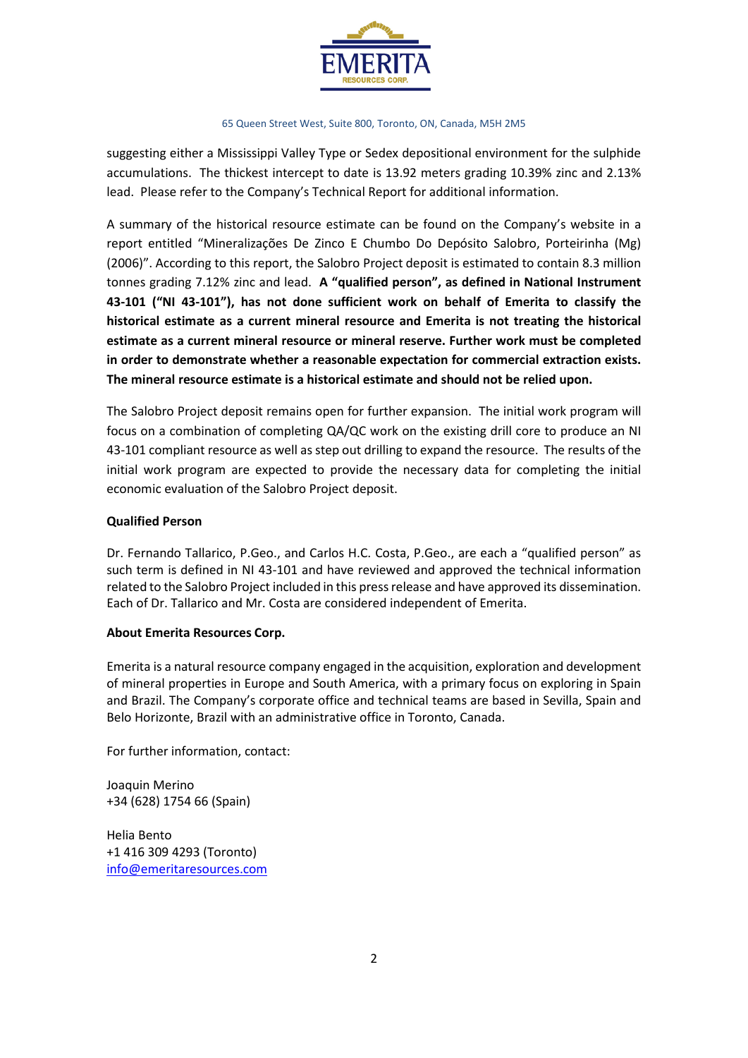suggesting either a Mississippi Valley Type or Sedex depositional environment for the sulphide accumulations. The thickest intercept to date is 13.92 meters grading 10.39% zinc and 2.13% lead. Please refer to the Company's Technical Report for additional information.

A summary of the historical resource estimate can be found on the Company's website in a report entitled "Mineralizações De Zinco E Chumbo Do Depósito Salobro, Porteirinha (Mg) (2006)". According to this report, the Salobro Project deposit is estimated to contain 8.3 million tonnes grading 7.12% zinc and lead. **A "qualified person", as defined in National Instrument 43-101 ("NI 43-101"), has not done sufficient work on behalf of Emerita to classify the historical estimate as a current mineral resource and Emerita is not treating the historical estimate as a current mineral resource or mineral reserve. Further work must be completed in order to demonstrate whether a reasonable expectation for commercial extraction exists. The mineral resource estimate is a historical estimate and should not be relied upon.**

The Salobro Project deposit remains open for further expansion. The initial work program will focus on a combination of completing QA/QC work on the existing drill core to produce an NI 43-101 compliant resource as well as step out drilling to expand the resource. The results of the initial work program are expected to provide the necessary data for completing the initial economic evaluation of the Salobro Project deposit.

**Qualified Person**

Dr. Fernando Tallarico, P.Geo., and Carlos H.C. Costa, P.Geo., are each a "qualified person" as such term is defined in NI 43-101 and have reviewed and approved the technical information related to the Salobro Project included in this press release and have approved its dissemination. Each of Dr. Tallarico and Mr. Costa are considered independent of Emerita.

**About Emerita Resources Corp.**

Emerita is a natural resource company engaged in the acquisition, exploration and development of mineral properties in Europe and South America, with a primary focus on exploring in Spain and Brazil. The Company's corporate office and technical teams are based in Sevilla, Spain and Belo Horizonte, Brazil with an administrative office in Toronto, Canada.

For further information, contact:

Joaquin Merino
+34 (628) 1754 66 (Spain)

Helia Bento
+1 416 309 4293 (Toronto)
info@emeritaresources.com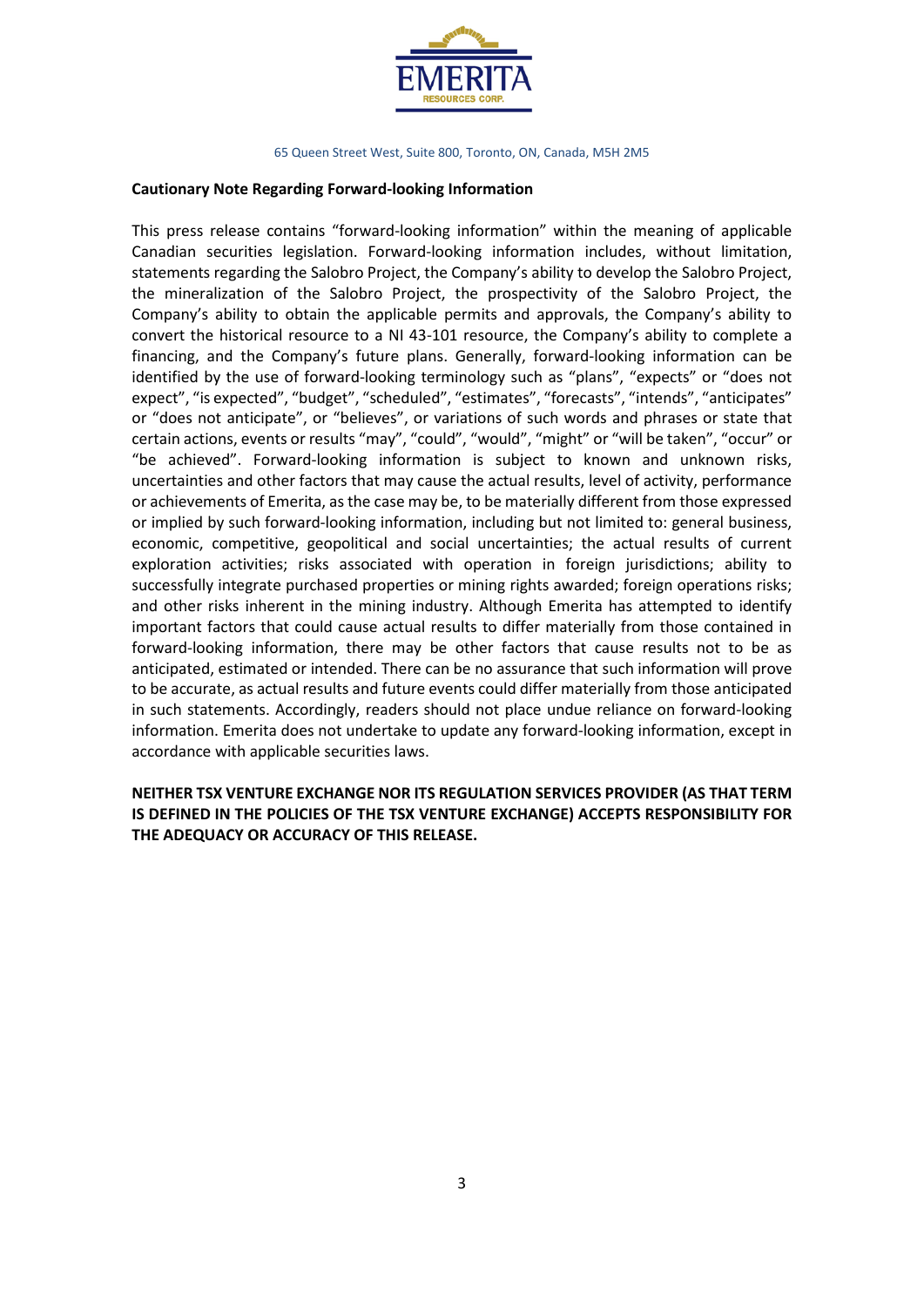**Cautionary Note Regarding Forward-looking Information**

This press release contains "forward-looking information" within the meaning of applicable Canadian securities legislation. Forward-looking information includes, without limitation, statements regarding the Salobro Project, the Company's ability to develop the Salobro Project, the mineralization of the Salobro Project, the prospectivity of the Salobro Project, the Company's ability to obtain the applicable permits and approvals, the Company's ability to convert the historical resource to a NI 43-101 resource, the Company's ability to complete a financing, and the Company's future plans. Generally, forward-looking information can be identified by the use of forward-looking terminology such as "plans", "expects" or "does not expect", "is expected", "budget", "scheduled", "estimates", "forecasts", "intends", "anticipates" or "does not anticipate", or "believes", or variations of such words and phrases or state that certain actions, events or results "may", "could", "would", "might" or "will be taken", "occur" or "be achieved". Forward-looking information is subject to known and unknown risks, uncertainties and other factors that may cause the actual results, level of activity, performance or achievements of Emerita, as the case may be, to be materially different from those expressed or implied by such forward-looking information, including but not limited to: general business, economic, competitive, geopolitical and social uncertainties; the actual results of current exploration activities; risks associated with operation in foreign jurisdictions; ability to successfully integrate purchased properties or mining rights awarded; foreign operations risks; and other risks inherent in the mining industry. Although Emerita has attempted to identify important factors that could cause actual results to differ materially from those contained in forward-looking information, there may be other factors that cause results not to be as anticipated, estimated or intended. There can be no assurance that such information will prove to be accurate, as actual results and future events could differ materially from those anticipated in such statements. Accordingly, readers should not place undue reliance on forward-looking information. Emerita does not undertake to update any forward-looking information, except in accordance with applicable securities laws.

**NEITHER TSX VENTURE EXCHANGE NOR ITS REGULATION SERVICES PROVIDER (AS THAT TERM IS DEFINED IN THE POLICIES OF THE TSX VENTURE EXCHANGE) ACCEPTS RESPONSIBILITY FOR THE ADEQUACY OR ACCURACY OF THIS RELEASE.**